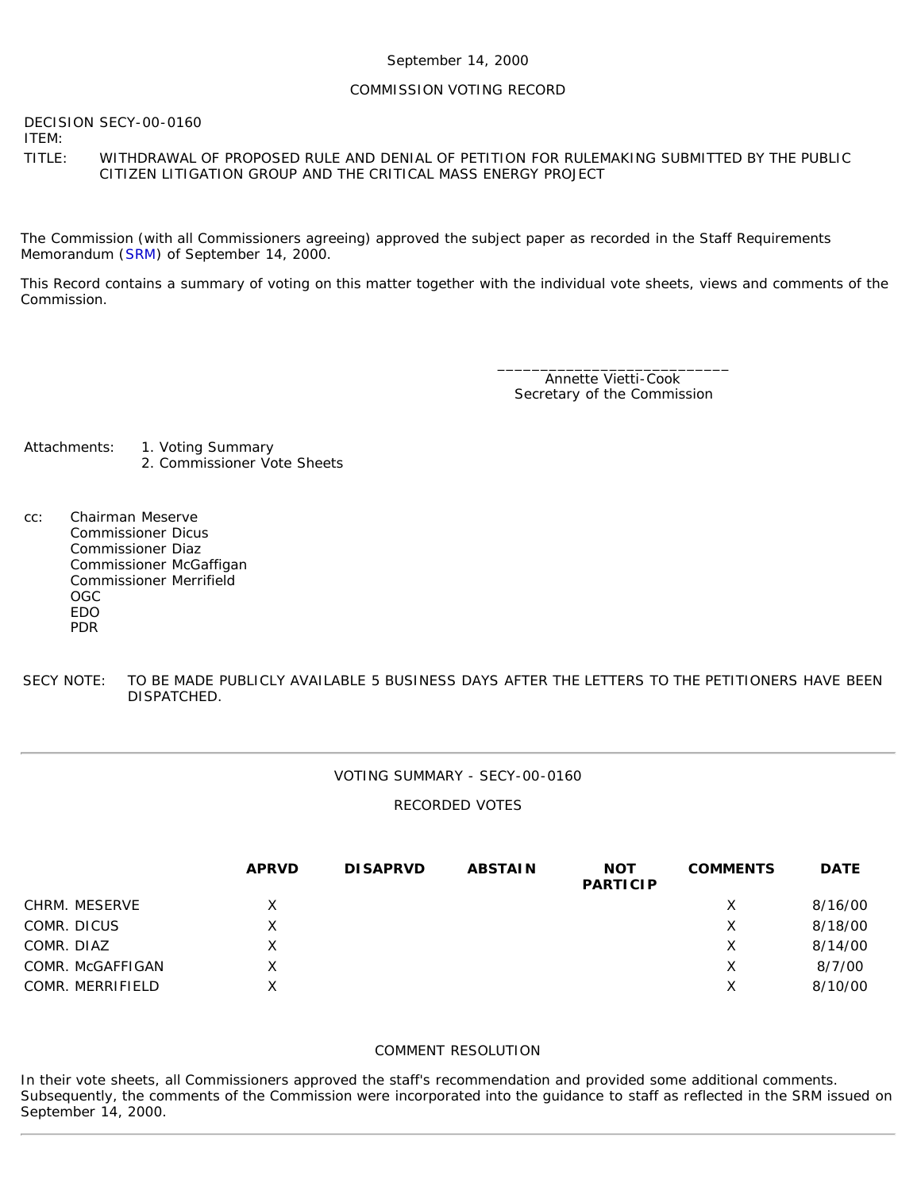September 14, 2000

COMMISSION VOTING RECORD

DECISION ITEM: SECY-00-0160

TITLE: WITHDRAWAL OF PROPOSED RULE AND DENIAL OF PETITION FOR RULEMAKING SUBMITTED BY THE PUBLIC CITIZEN LITIGATION GROUP AND THE CRITICAL MASS ENERGY PROJECT

The Commission (with all Commissioners agreeing) approved the subject paper as recorded in the Staff Requirements Memorandum (SRM) of September 14, 2000.

This Record contains a summary of voting on this matter together with the individual vote sheets, views and comments of the Commission.

\_\_\_\_\_\_\_\_\_\_\_\_\_\_\_\_\_\_\_\_\_\_\_\_\_\_\_
Annette Vietti-Cook
Secretary of the Commission

Attachments:
1. Voting Summary
2. Commissioner Vote Sheets

cc:
Chairman Meserve
Commissioner Dicus
Commissioner Diaz
Commissioner McGaffigan
Commissioner Merrifield
OGC
EDO
PDR

SECY NOTE: TO BE MADE PUBLICLY AVAILABLE 5 BUSINESS DAYS AFTER THE LETTERS TO THE PETITIONERS HAVE BEEN DISPATCHED.

---

VOTING SUMMARY - SECY-00-0160

RECORDED VOTES

| | APRVD | DISAPRVD | ABSTAIN | NOT PARTICIP | COMMENTS | DATE |
|---|---|---|---|---|---|---|
| CHRM. MESERVE | X | | | | X | 8/16/00 |
| COMR. DICUS | X | | | | X | 8/18/00 |
| COMR. DIAZ | X | | | | X | 8/14/00 |
| COMR. McGAFFIGAN | X | | | | X | 8/7/00 |
| COMR. MERRIFIELD | X | | | | X | 8/10/00 |

COMMENT RESOLUTION

In their vote sheets, all Commissioners approved the staff's recommendation and provided some additional comments. Subsequently, the comments of the Commission were incorporated into the guidance to staff as reflected in the SRM issued on September 14, 2000.

---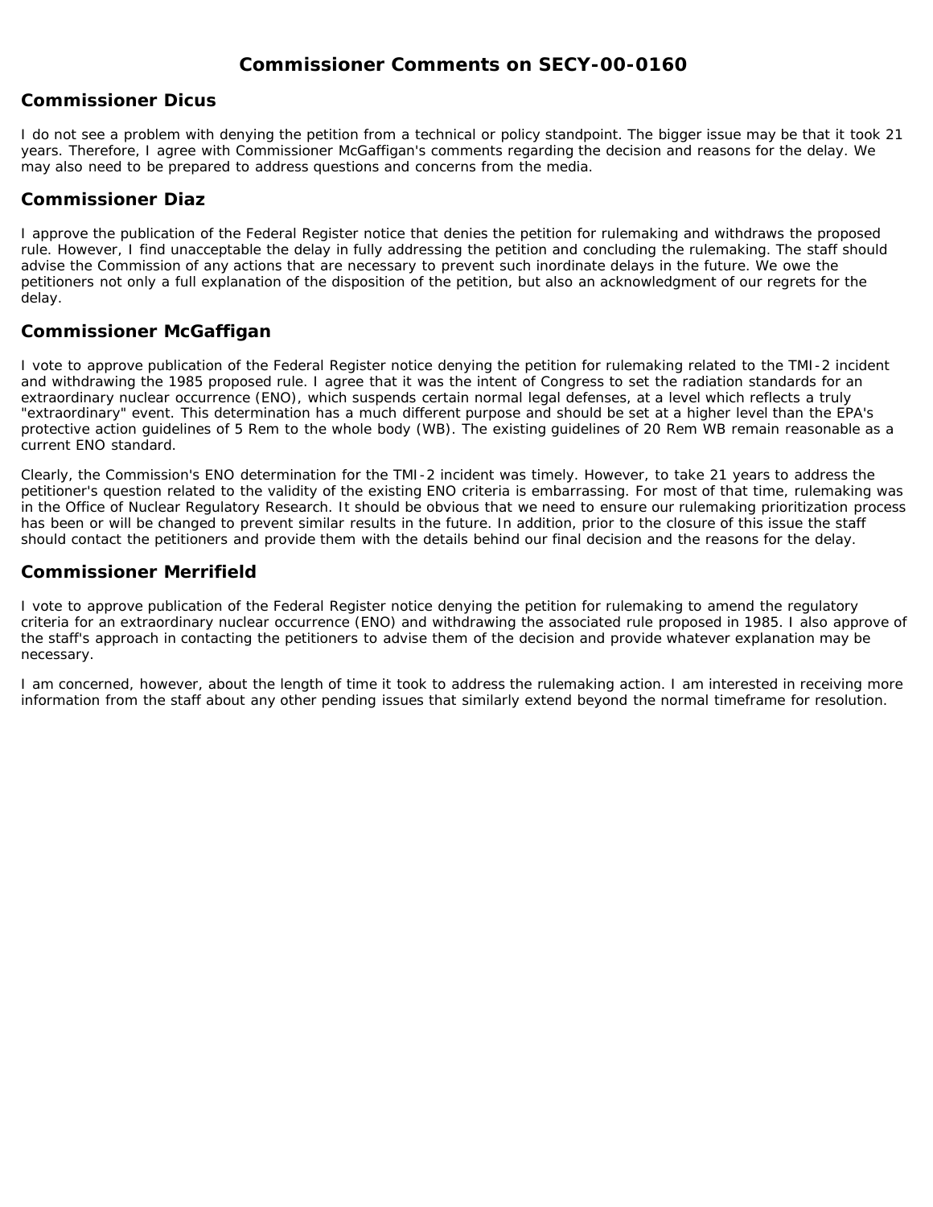# Commissioner Comments on SECY-00-0160

## Commissioner Dicus

I do not see a problem with denying the petition from a technical or policy standpoint. The bigger issue may be that it took 21 years. Therefore, I agree with Commissioner McGaffigan's comments regarding the decision and reasons for the delay. We may also need to be prepared to address questions and concerns from the media.

## Commissioner Diaz

I approve the publication of the Federal Register notice that denies the petition for rulemaking and withdraws the proposed rule. However, I find unacceptable the delay in fully addressing the petition and concluding the rulemaking. The staff should advise the Commission of any actions that are necessary to prevent such inordinate delays in the future. We owe the petitioners not only a full explanation of the disposition of the petition, but also an acknowledgment of our regrets for the delay.

## Commissioner McGaffigan

I vote to approve publication of the Federal Register notice denying the petition for rulemaking related to the TMI-2 incident and withdrawing the 1985 proposed rule. I agree that it was the intent of Congress to set the radiation standards for an extraordinary nuclear occurrence (ENO), which suspends certain normal legal defenses, at a level which reflects a truly "extraordinary" event. This determination has a much different purpose and should be set at a higher level than the EPA's protective action guidelines of 5 Rem to the whole body (WB). The existing guidelines of 20 Rem WB remain reasonable as a current ENO standard.

Clearly, the Commission's ENO determination for the TMI-2 incident was timely. However, to take 21 years to address the petitioner's question related to the validity of the existing ENO criteria is embarrassing. For most of that time, rulemaking was in the Office of Nuclear Regulatory Research. It should be obvious that we need to ensure our rulemaking prioritization process has been or will be changed to prevent similar results in the future. In addition, prior to the closure of this issue the staff should contact the petitioners and provide them with the details behind our final decision and the reasons for the delay.

## Commissioner Merrifield

I vote to approve publication of the Federal Register notice denying the petition for rulemaking to amend the regulatory criteria for an extraordinary nuclear occurrence (ENO) and withdrawing the associated rule proposed in 1985. I also approve of the staff's approach in contacting the petitioners to advise them of the decision and provide whatever explanation may be necessary.

I am concerned, however, about the length of time it took to address the rulemaking action. I am interested in receiving more information from the staff about any other pending issues that similarly extend beyond the normal timeframe for resolution.